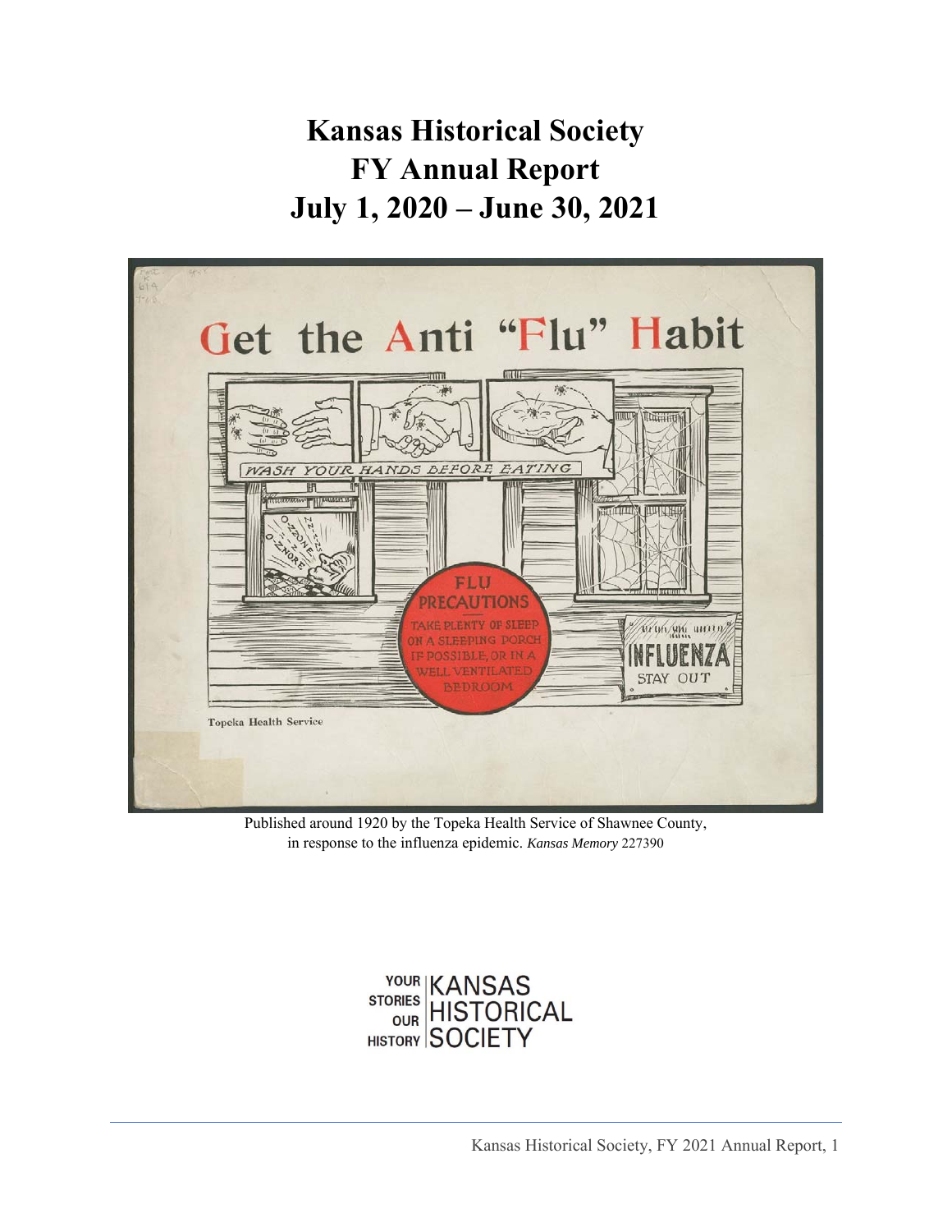# Kansas Historical Society
# FY Annual Report
# July 1, 2020 – June 30, 2021

Published around 1920 by the Topeka Health Service of Shawnee County, in response to the influenza epidemic. *Kansas Memory* 227390

YOUR STORIES OUR HISTORY | KANSAS HISTORICAL SOCIETY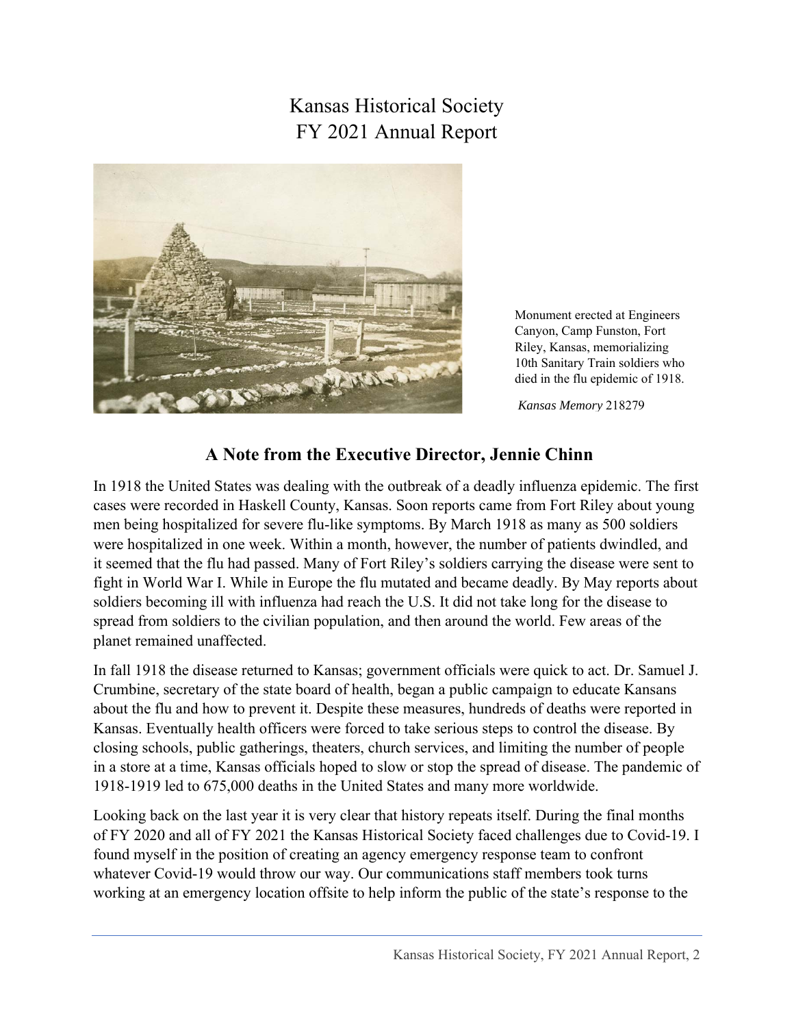# Kansas Historical Society
# FY 2021 Annual Report

Monument erected at Engineers Canyon, Camp Funston, Fort Riley, Kansas, memorializing 10th Sanitary Train soldiers who died in the flu epidemic of 1918.

*Kansas Memory* 218279

## A Note from the Executive Director, Jennie Chinn

In 1918 the United States was dealing with the outbreak of a deadly influenza epidemic. The first cases were recorded in Haskell County, Kansas. Soon reports came from Fort Riley about young men being hospitalized for severe flu-like symptoms. By March 1918 as many as 500 soldiers were hospitalized in one week. Within a month, however, the number of patients dwindled, and it seemed that the flu had passed. Many of Fort Riley's soldiers carrying the disease were sent to fight in World War I. While in Europe the flu mutated and became deadly. By May reports about soldiers becoming ill with influenza had reach the U.S. It did not take long for the disease to spread from soldiers to the civilian population, and then around the world. Few areas of the planet remained unaffected.

In fall 1918 the disease returned to Kansas; government officials were quick to act. Dr. Samuel J. Crumbine, secretary of the state board of health, began a public campaign to educate Kansans about the flu and how to prevent it. Despite these measures, hundreds of deaths were reported in Kansas. Eventually health officers were forced to take serious steps to control the disease. By closing schools, public gatherings, theaters, church services, and limiting the number of people in a store at a time, Kansas officials hoped to slow or stop the spread of disease. The pandemic of 1918-1919 led to 675,000 deaths in the United States and many more worldwide.

Looking back on the last year it is very clear that history repeats itself. During the final months of FY 2020 and all of FY 2021 the Kansas Historical Society faced challenges due to Covid-19. I found myself in the position of creating an agency emergency response team to confront whatever Covid-19 would throw our way. Our communications staff members took turns working at an emergency location offsite to help inform the public of the state's response to the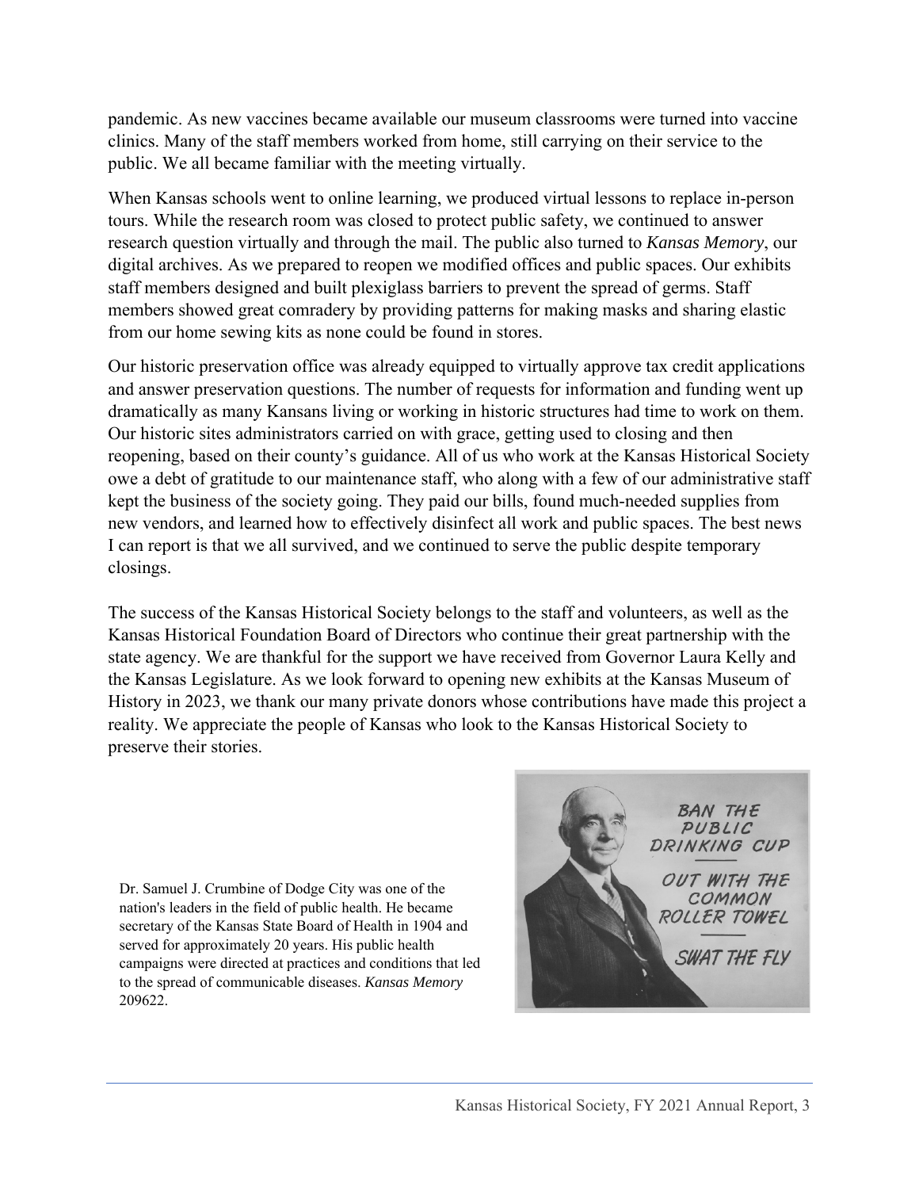pandemic. As new vaccines became available our museum classrooms were turned into vaccine clinics. Many of the staff members worked from home, still carrying on their service to the public. We all became familiar with the meeting virtually.

When Kansas schools went to online learning, we produced virtual lessons to replace in-person tours. While the research room was closed to protect public safety, we continued to answer research question virtually and through the mail. The public also turned to *Kansas Memory*, our digital archives. As we prepared to reopen we modified offices and public spaces. Our exhibits staff members designed and built plexiglass barriers to prevent the spread of germs. Staff members showed great comradery by providing patterns for making masks and sharing elastic from our home sewing kits as none could be found in stores.

Our historic preservation office was already equipped to virtually approve tax credit applications and answer preservation questions. The number of requests for information and funding went up dramatically as many Kansans living or working in historic structures had time to work on them. Our historic sites administrators carried on with grace, getting used to closing and then reopening, based on their county's guidance. All of us who work at the Kansas Historical Society owe a debt of gratitude to our maintenance staff, who along with a few of our administrative staff kept the business of the society going. They paid our bills, found much-needed supplies from new vendors, and learned how to effectively disinfect all work and public spaces. The best news I can report is that we all survived, and we continued to serve the public despite temporary closings.

The success of the Kansas Historical Society belongs to the staff and volunteers, as well as the Kansas Historical Foundation Board of Directors who continue their great partnership with the state agency. We are thankful for the support we have received from Governor Laura Kelly and the Kansas Legislature. As we look forward to opening new exhibits at the Kansas Museum of History in 2023, we thank our many private donors whose contributions have made this project a reality. We appreciate the people of Kansas who look to the Kansas Historical Society to preserve their stories.

Dr. Samuel J. Crumbine of Dodge City was one of the nation's leaders in the field of public health. He became secretary of the Kansas State Board of Health in 1904 and served for approximately 20 years. His public health campaigns were directed at practices and conditions that led to the spread of communicable diseases. *Kansas Memory* 209622.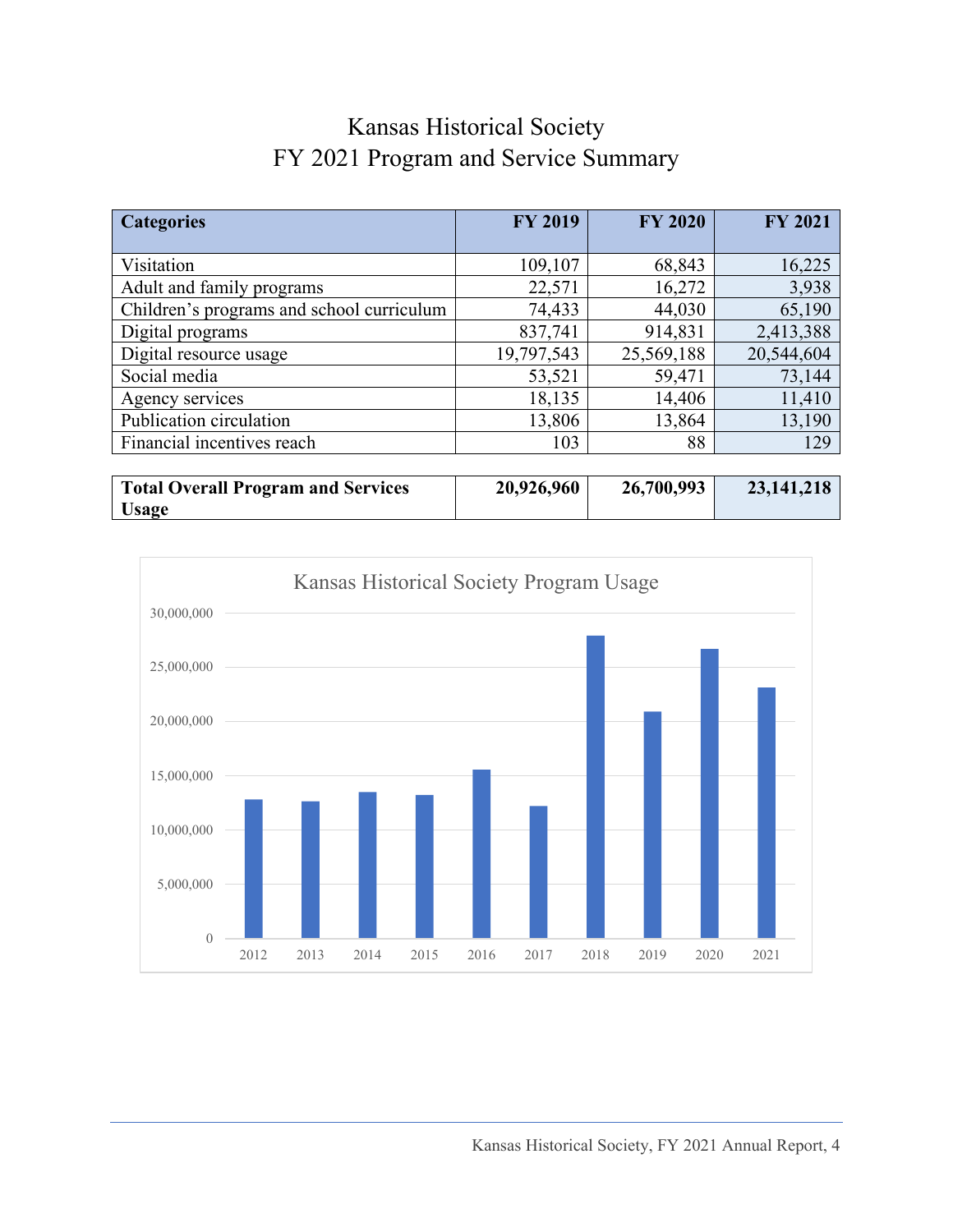# Kansas Historical Society
## FY 2021 Program and Service Summary

| Categories | FY 2019 | FY 2020 | FY 2021 |
|---|---|---|---|
| Visitation | 109,107 | 68,843 | 16,225 |
| Adult and family programs | 22,571 | 16,272 | 3,938 |
| Children's programs and school curriculum | 74,433 | 44,030 | 65,190 |
| Digital programs | 837,741 | 914,831 | 2,413,388 |
| Digital resource usage | 19,797,543 | 25,569,188 | 20,544,604 |
| Social media | 53,521 | 59,471 | 73,144 |
| Agency services | 18,135 | 14,406 | 11,410 |
| Publication circulation | 13,806 | 13,864 | 13,190 |
| Financial incentives reach | 103 | 88 | 129 |
| **Total Overall Program and Services Usage** | **20,926,960** | **26,700,993** | **23,141,218** |

Kansas Historical Society Program Usage

| Year | Usage (approx.) |
|---|---|
| 2012 | ~12,800,000 |
| 2013 | ~12,600,000 |
| 2014 | ~13,500,000 |
| 2015 | ~13,200,000 |
| 2016 | ~15,500,000 |
| 2017 | ~12,200,000 |
| 2018 | ~27,800,000 |
| 2019 | 20,926,960 |
| 2020 | 26,700,993 |
| 2021 | 23,141,218 |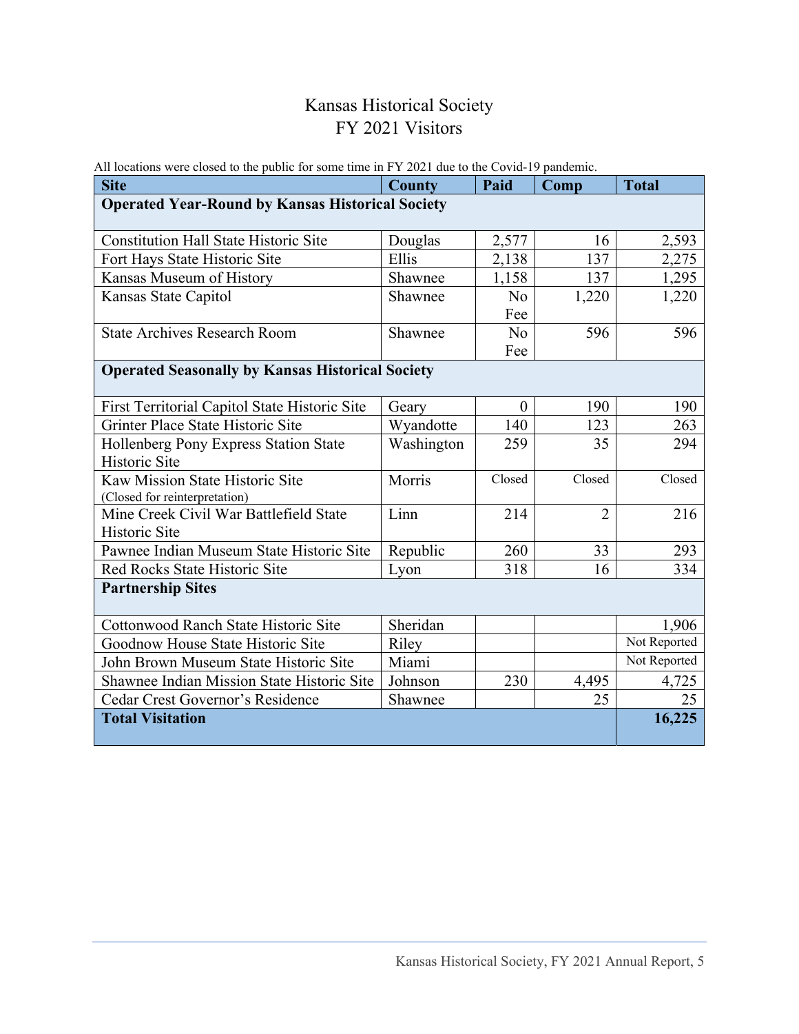# Kansas Historical Society
# FY 2021 Visitors

All locations were closed to the public for some time in FY 2021 due to the Covid-19 pandemic.

| Site | County | Paid | Comp | Total |
|---|---|---|---|---|
| **Operated Year-Round by Kansas Historical Society** | | | | |
| Constitution Hall State Historic Site | Douglas | 2,577 | 16 | 2,593 |
| Fort Hays State Historic Site | Ellis | 2,138 | 137 | 2,275 |
| Kansas Museum of History | Shawnee | 1,158 | 137 | 1,295 |
| Kansas State Capitol | Shawnee | No Fee | 1,220 | 1,220 |
| State Archives Research Room | Shawnee | No Fee | 596 | 596 |
| **Operated Seasonally by Kansas Historical Society** | | | | |
| First Territorial Capitol State Historic Site | Geary | 0 | 190 | 190 |
| Grinter Place State Historic Site | Wyandotte | 140 | 123 | 263 |
| Hollenberg Pony Express Station State Historic Site | Washington | 259 | 35 | 294 |
| Kaw Mission State Historic Site (Closed for reinterpretation) | Morris | Closed | Closed | Closed |
| Mine Creek Civil War Battlefield State Historic Site | Linn | 214 | 2 | 216 |
| Pawnee Indian Museum State Historic Site | Republic | 260 | 33 | 293 |
| Red Rocks State Historic Site | Lyon | 318 | 16 | 334 |
| **Partnership Sites** | | | | |
| Cottonwood Ranch State Historic Site | Sheridan | | | 1,906 |
| Goodnow House State Historic Site | Riley | | | Not Reported |
| John Brown Museum State Historic Site | Miami | | | Not Reported |
| Shawnee Indian Mission State Historic Site | Johnson | 230 | 4,495 | 4,725 |
| Cedar Crest Governor's Residence | Shawnee | | 25 | 25 |
| **Total Visitation** | | | | **16,225** |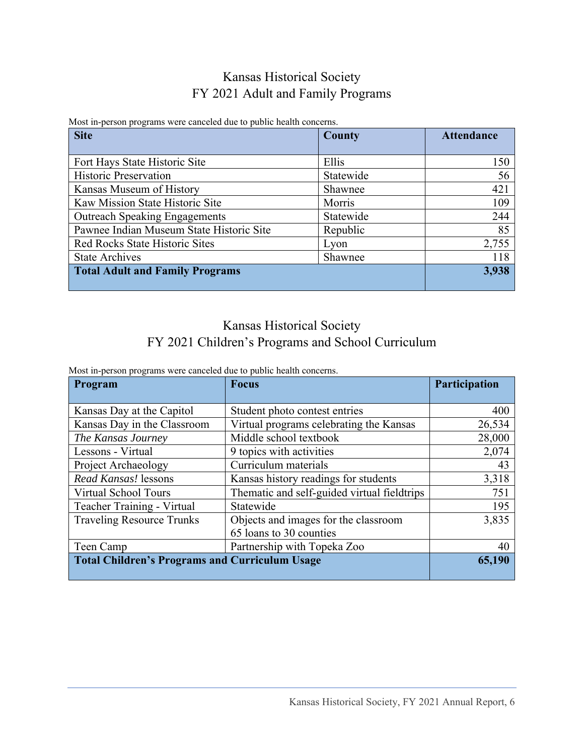## Kansas Historical Society
## FY 2021 Adult and Family Programs

Most in-person programs were canceled due to public health concerns.

| Site | County | Attendance |
|---|---|---|
| Fort Hays State Historic Site | Ellis | 150 |
| Historic Preservation | Statewide | 56 |
| Kansas Museum of History | Shawnee | 421 |
| Kaw Mission State Historic Site | Morris | 109 |
| Outreach Speaking Engagements | Statewide | 244 |
| Pawnee Indian Museum State Historic Site | Republic | 85 |
| Red Rocks State Historic Sites | Lyon | 2,755 |
| State Archives | Shawnee | 118 |
| **Total Adult and Family Programs** | | **3,938** |

## Kansas Historical Society
## FY 2021 Children's Programs and School Curriculum

Most in-person programs were canceled due to public health concerns.

| Program | Focus | Participation |
|---|---|---|
| Kansas Day at the Capitol | Student photo contest entries | 400 |
| Kansas Day in the Classroom | Virtual programs celebrating the Kansas | 26,534 |
| *The Kansas Journey* | Middle school textbook | 28,000 |
| Lessons - Virtual | 9 topics with activities | 2,074 |
| Project Archaeology | Curriculum materials | 43 |
| *Read Kansas!* lessons | Kansas history readings for students | 3,318 |
| Virtual School Tours | Thematic and self-guided virtual fieldtrips | 751 |
| Teacher Training - Virtual | Statewide | 195 |
| Traveling Resource Trunks | Objects and images for the classroom<br>65 loans to 30 counties | 3,835 |
| Teen Camp | Partnership with Topeka Zoo | 40 |
| **Total Children's Programs and Curriculum Usage** | | **65,190** |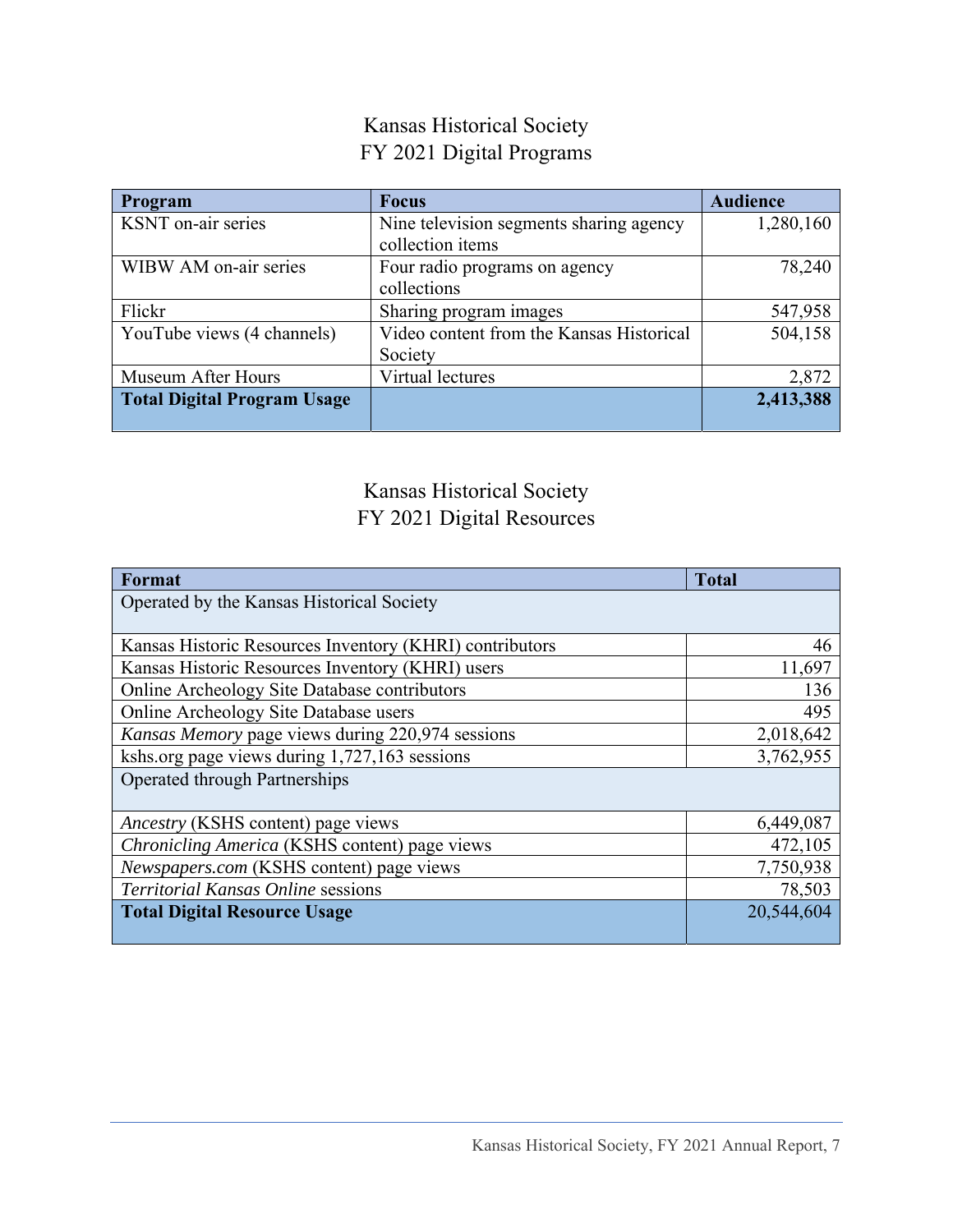## Kansas Historical Society
## FY 2021 Digital Programs

| Program | Focus | Audience |
|---|---|---|
| KSNT on-air series | Nine television segments sharing agency collection items | 1,280,160 |
| WIBW AM on-air series | Four radio programs on agency collections | 78,240 |
| Flickr | Sharing program images | 547,958 |
| YouTube views (4 channels) | Video content from the Kansas Historical Society | 504,158 |
| Museum After Hours | Virtual lectures | 2,872 |
| **Total Digital Program Usage** | | **2,413,388** |

## Kansas Historical Society
## FY 2021 Digital Resources

| Format | Total |
|---|---|
| Operated by the Kansas Historical Society | |
| Kansas Historic Resources Inventory (KHRI) contributors | 46 |
| Kansas Historic Resources Inventory (KHRI) users | 11,697 |
| Online Archeology Site Database contributors | 136 |
| Online Archeology Site Database users | 495 |
| *Kansas Memory* page views during 220,974 sessions | 2,018,642 |
| kshs.org page views during 1,727,163 sessions | 3,762,955 |
| Operated through Partnerships | |
| *Ancestry* (KSHS content) page views | 6,449,087 |
| *Chronicling America* (KSHS content) page views | 472,105 |
| *Newspapers.com* (KSHS content) page views | 7,750,938 |
| *Territorial Kansas Online* sessions | 78,503 |
| **Total Digital Resource Usage** | 20,544,604 |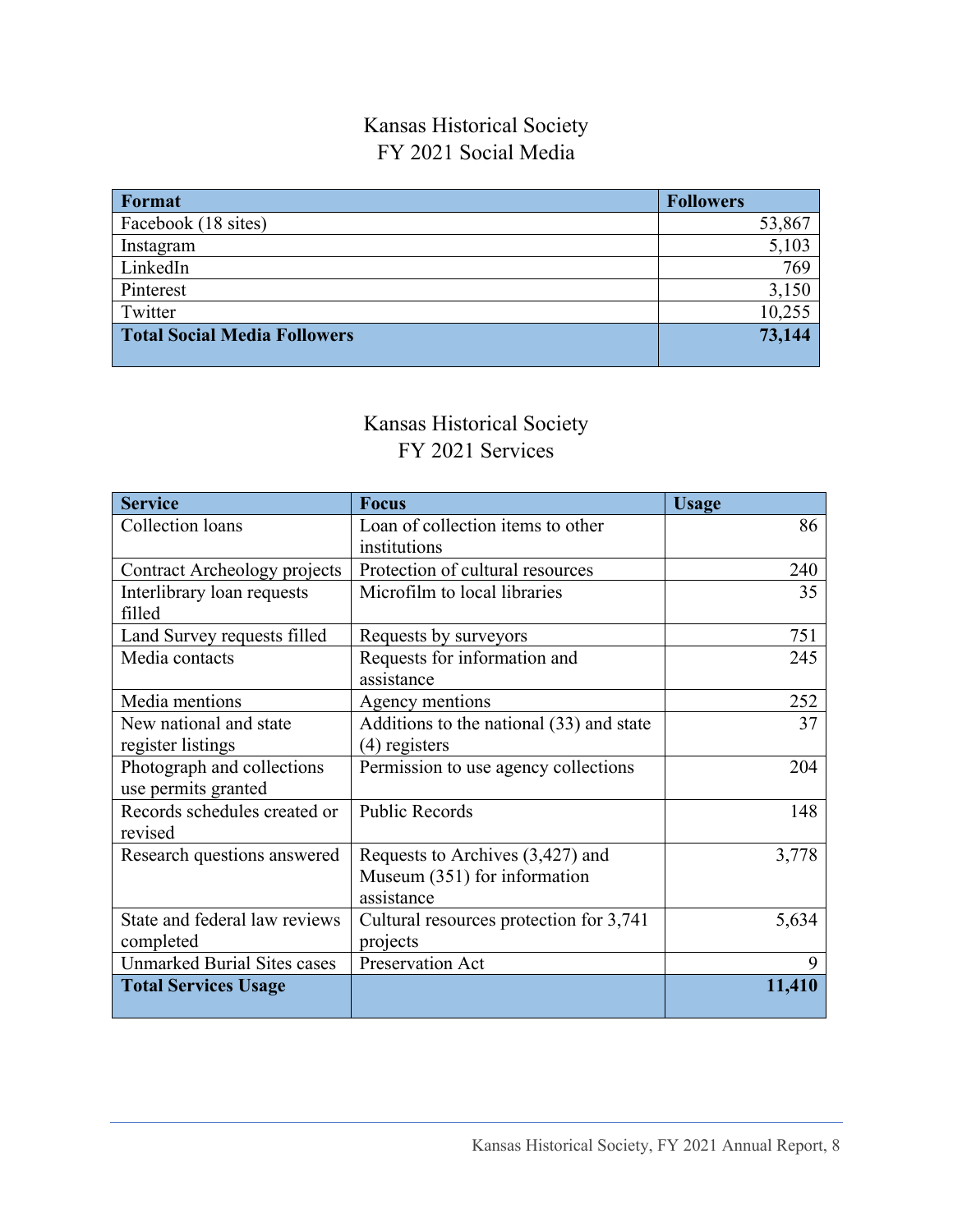## Kansas Historical Society
## FY 2021 Social Media

| Format | Followers |
|---|---:|
| Facebook (18 sites) | 53,867 |
| Instagram | 5,103 |
| LinkedIn | 769 |
| Pinterest | 3,150 |
| Twitter | 10,255 |
| **Total Social Media Followers** | **73,144** |

## Kansas Historical Society
## FY 2021 Services

| Service | Focus | Usage |
|---|---|---:|
| Collection loans | Loan of collection items to other institutions | 86 |
| Contract Archeology projects | Protection of cultural resources | 240 |
| Interlibrary loan requests filled | Microfilm to local libraries | 35 |
| Land Survey requests filled | Requests by surveyors | 751 |
| Media contacts | Requests for information and assistance | 245 |
| Media mentions | Agency mentions | 252 |
| New national and state register listings | Additions to the national (33) and state (4) registers | 37 |
| Photograph and collections use permits granted | Permission to use agency collections | 204 |
| Records schedules created or revised | Public Records | 148 |
| Research questions answered | Requests to Archives (3,427) and Museum (351) for information assistance | 3,778 |
| State and federal law reviews completed | Cultural resources protection for 3,741 projects | 5,634 |
| Unmarked Burial Sites cases | Preservation Act | 9 |
| **Total Services Usage** | | **11,410** |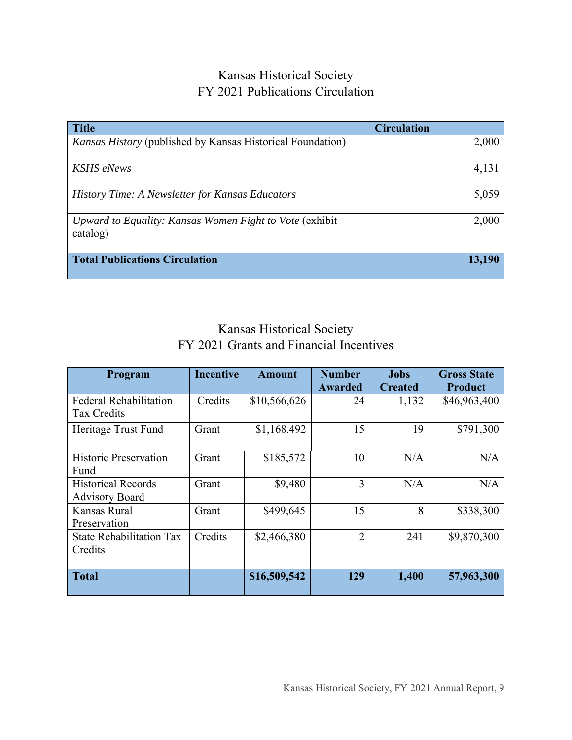## Kansas Historical Society
## FY 2021 Publications Circulation

| Title | Circulation |
|---|---|
| *Kansas History* (published by Kansas Historical Foundation) | 2,000 |
| *KSHS eNews* | 4,131 |
| *History Time: A Newsletter for Kansas Educators* | 5,059 |
| *Upward to Equality: Kansas Women Fight to Vote* (exhibit catalog) | 2,000 |
| **Total Publications Circulation** | **13,190** |

## Kansas Historical Society
## FY 2021 Grants and Financial Incentives

| Program | Incentive | Amount | Number Awarded | Jobs Created | Gross State Product |
|---|---|---|---|---|---|
| Federal Rehabilitation Tax Credits | Credits | $10,566,626 | 24 | 1,132 | $46,963,400 |
| Heritage Trust Fund | Grant | $1,168.492 | 15 | 19 | $791,300 |
| Historic Preservation Fund | Grant | $185,572 | 10 | N/A | N/A |
| Historical Records Advisory Board | Grant | $9,480 | 3 | N/A | N/A |
| Kansas Rural Preservation | Grant | $499,645 | 15 | 8 | $338,300 |
| State Rehabilitation Tax Credits | Credits | $2,466,380 | 2 | 241 | $9,870,300 |
| **Total** | | **$16,509,542** | **129** | **1,400** | **57,963,300** |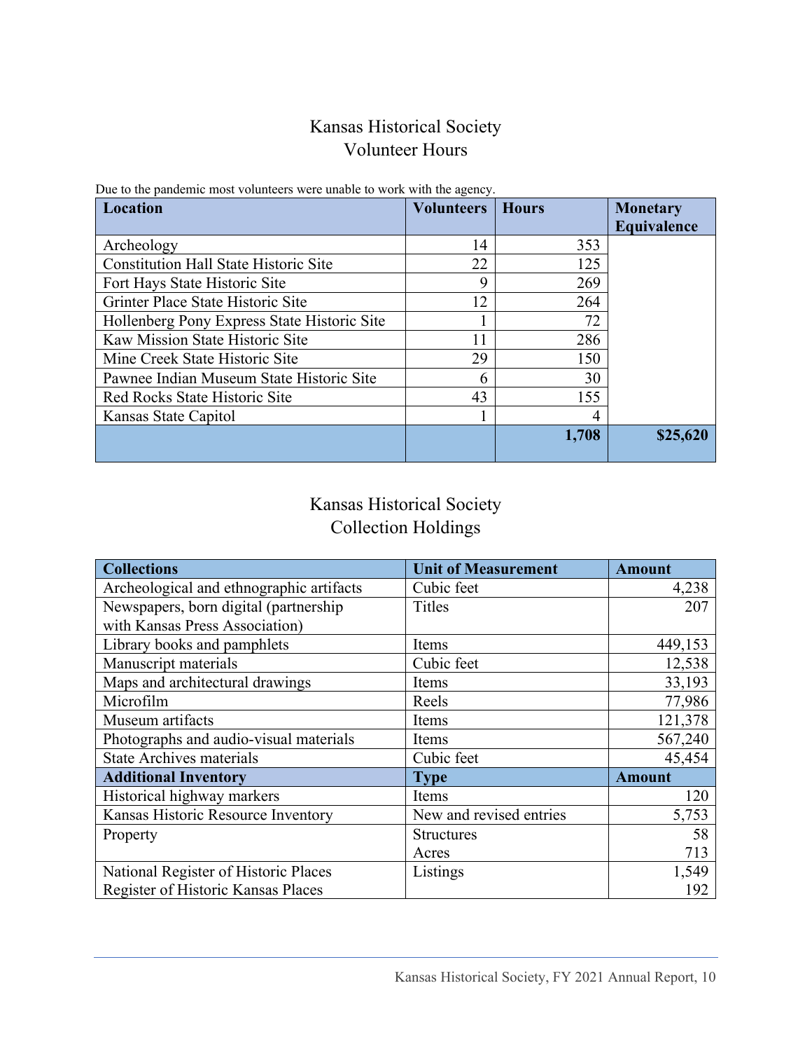# Kansas Historical Society
## Volunteer Hours

Due to the pandemic most volunteers were unable to work with the agency.

| Location | Volunteers | Hours | Monetary Equivalence |
|---|---:|---:|---:|
| Archeology | 14 | 353 | |
| Constitution Hall State Historic Site | 22 | 125 | |
| Fort Hays State Historic Site | 9 | 269 | |
| Grinter Place State Historic Site | 12 | 264 | |
| Hollenberg Pony Express State Historic Site | 1 | 72 | |
| Kaw Mission State Historic Site | 11 | 286 | |
| Mine Creek State Historic Site | 29 | 150 | |
| Pawnee Indian Museum State Historic Site | 6 | 30 | |
| Red Rocks State Historic Site | 43 | 155 | |
| Kansas State Capitol | 1 | 4 | |
| | | **1,708** | **$25,620** |

# Kansas Historical Society
## Collection Holdings

| Collections | Unit of Measurement | Amount |
|---|---|---:|
| Archeological and ethnographic artifacts | Cubic feet | 4,238 |
| Newspapers, born digital (partnership with Kansas Press Association) | Titles | 207 |
| Library books and pamphlets | Items | 449,153 |
| Manuscript materials | Cubic feet | 12,538 |
| Maps and architectural drawings | Items | 33,193 |
| Microfilm | Reels | 77,986 |
| Museum artifacts | Items | 121,378 |
| Photographs and audio-visual materials | Items | 567,240 |
| State Archives materials | Cubic feet | 45,454 |
| **Additional Inventory** | **Type** | **Amount** |
| Historical highway markers | Items | 120 |
| Kansas Historic Resource Inventory | New and revised entries | 5,753 |
| Property | Structures | 58 |
| | Acres | 713 |
| National Register of Historic Places | Listings | 1,549 |
| Register of Historic Kansas Places | | 192 |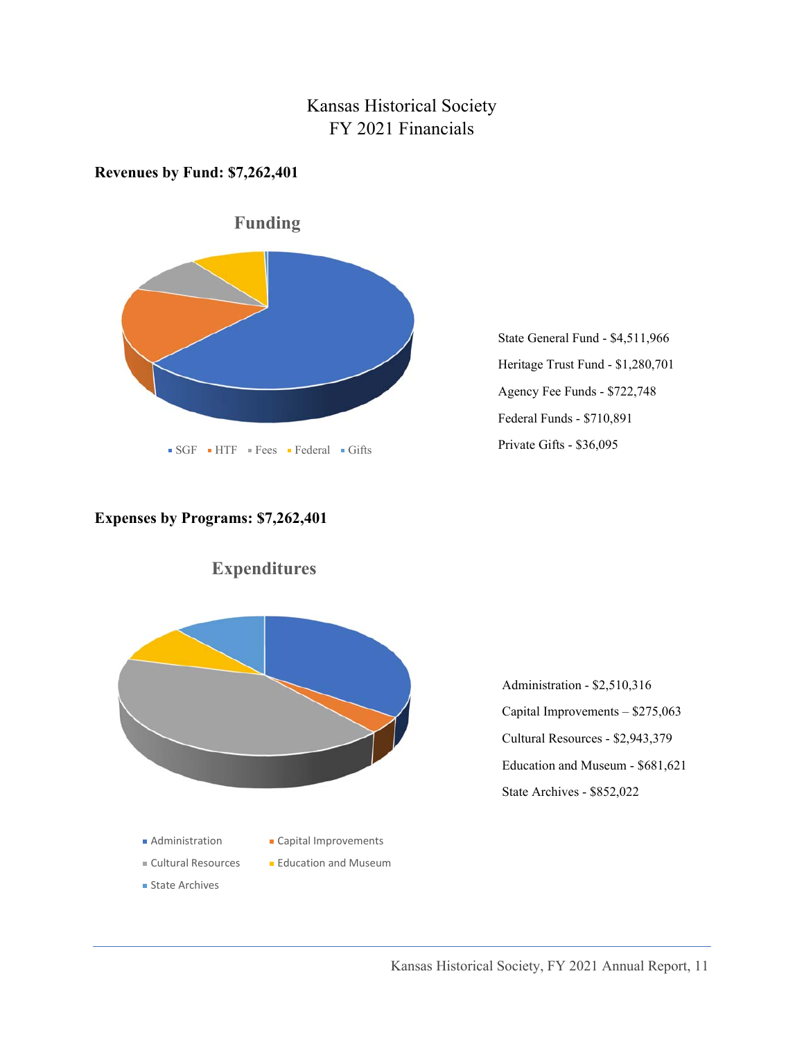# Kansas Historical Society
# FY 2021 Financials

**Revenues by Fund: $7,262,401**

Funding

SGF HTF Fees Federal Gifts

State General Fund - $4,511,966

Heritage Trust Fund - $1,280,701

Agency Fee Funds - $722,748

Federal Funds - $710,891

Private Gifts - $36,095

**Expenses by Programs: $7,262,401**

Expenditures

Administration
Capital Improvements
Cultural Resources
Education and Museum
State Archives

Administration - $2,510,316

Capital Improvements – $275,063

Cultural Resources - $2,943,379

Education and Museum - $681,621

State Archives - $852,022